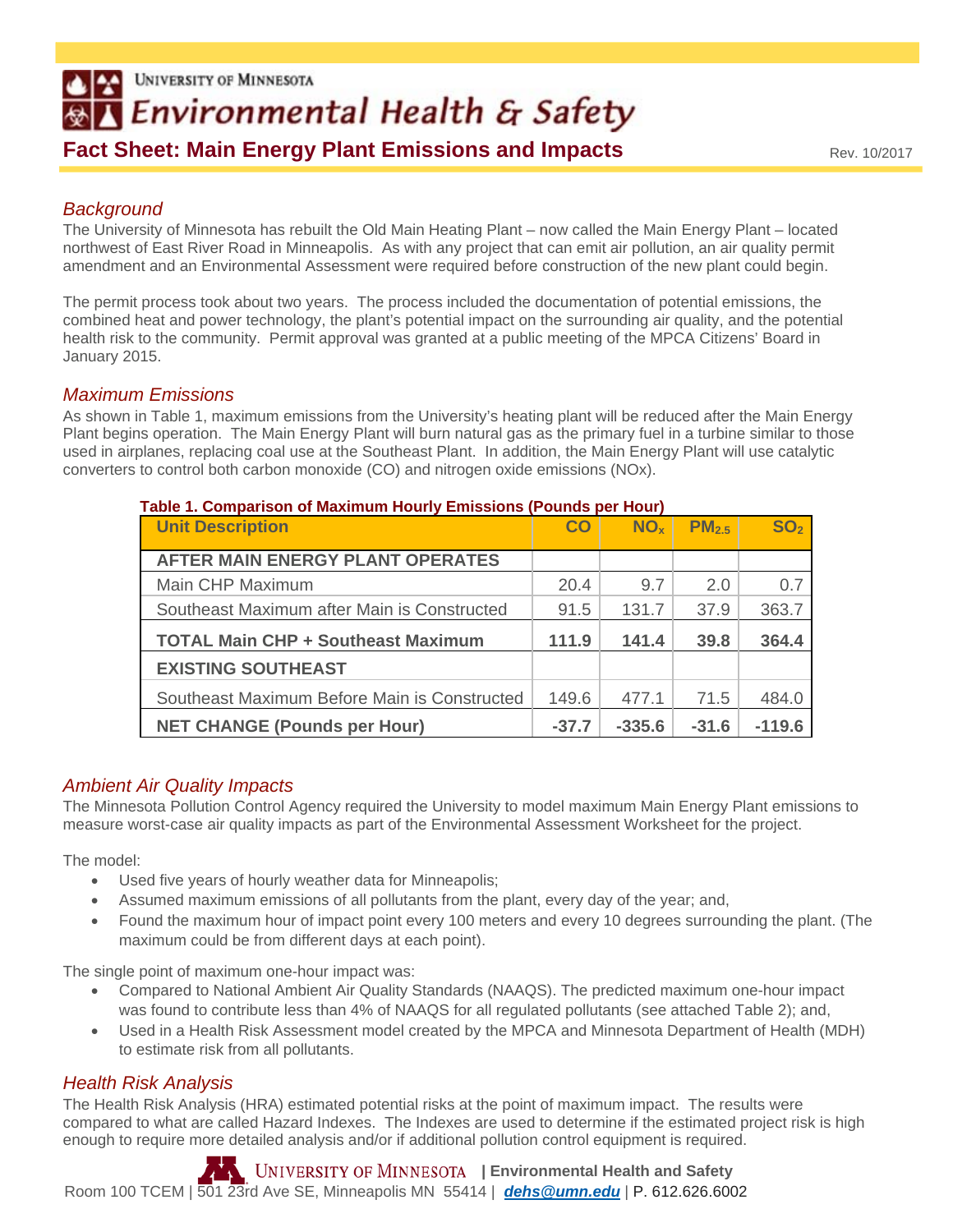University of Minnesota

# Environmental Health & Safety

## Fact Sheet: Main Energy Plant Emissions and Impacts

Rev. 10/2017

### *Background*

The University of Minnesota has rebuilt the Old Main Heating Plant – now called the Main Energy Plant – located northwest of East River Road in Minneapolis. As with any project that can emit air pollution, an air quality permit amendment and an Environmental Assessment were required before construction of the new plant could begin.

The permit process took about two years. The process included the documentation of potential emissions, the combined heat and power technology, the plant's potential impact on the surrounding air quality, and the potential health risk to the community. Permit approval was granted at a public meeting of the MPCA Citizens' Board in January 2015.

### *Maximum Emissions*

As shown in Table 1, maximum emissions from the University's heating plant will be reduced after the Main Energy Plant begins operation. The Main Energy Plant will burn natural gas as the primary fuel in a turbine similar to those used in airplanes, replacing coal use at the Southeast Plant. In addition, the Main Energy Plant will use catalytic converters to control both carbon monoxide (CO) and nitrogen oxide emissions (NOx).

**Table 1. Comparison of Maximum Hourly Emissions (Pounds per Hour)**

| Unit Description | CO | $NO_x$ | $PM_{2.5}$ | $SO_2$ |
|---|---|---|---|---|
| **AFTER MAIN ENERGY PLANT OPERATES** | | | | |
| Main CHP Maximum | 20.4 | 9.7 | 2.0 | 0.7 |
| Southeast Maximum after Main is Constructed | 91.5 | 131.7 | 37.9 | 363.7 |
| **TOTAL Main CHP + Southeast Maximum** | **111.9** | **141.4** | **39.8** | **364.4** |
| **EXISTING SOUTHEAST** | | | | |
| Southeast Maximum Before Main is Constructed | 149.6 | 477.1 | 71.5 | 484.0 |
| **NET CHANGE (Pounds per Hour)** | **-37.7** | **-335.6** | **-31.6** | **-119.6** |

### *Ambient Air Quality Impacts*

The Minnesota Pollution Control Agency required the University to model maximum Main Energy Plant emissions to measure worst-case air quality impacts as part of the Environmental Assessment Worksheet for the project.

The model:

- Used five years of hourly weather data for Minneapolis;
- Assumed maximum emissions of all pollutants from the plant, every day of the year; and,
- Found the maximum hour of impact point every 100 meters and every 10 degrees surrounding the plant. (The maximum could be from different days at each point).

The single point of maximum one-hour impact was:

- Compared to National Ambient Air Quality Standards (NAAQS). The predicted maximum one-hour impact was found to contribute less than 4% of NAAQS for all regulated pollutants (see attached Table 2); and,
- Used in a Health Risk Assessment model created by the MPCA and Minnesota Department of Health (MDH) to estimate risk from all pollutants.

### *Health Risk Analysis*

The Health Risk Analysis (HRA) estimated potential risks at the point of maximum impact. The results were compared to what are called Hazard Indexes. The Indexes are used to determine if the estimated project risk is high enough to require more detailed analysis and/or if additional pollution control equipment is required.

University of Minnesota | Environmental Health and Safety
Room 100 TCEM | 501 23rd Ave SE, Minneapolis MN 55414 | dehs@umn.edu | P. 612.626.6002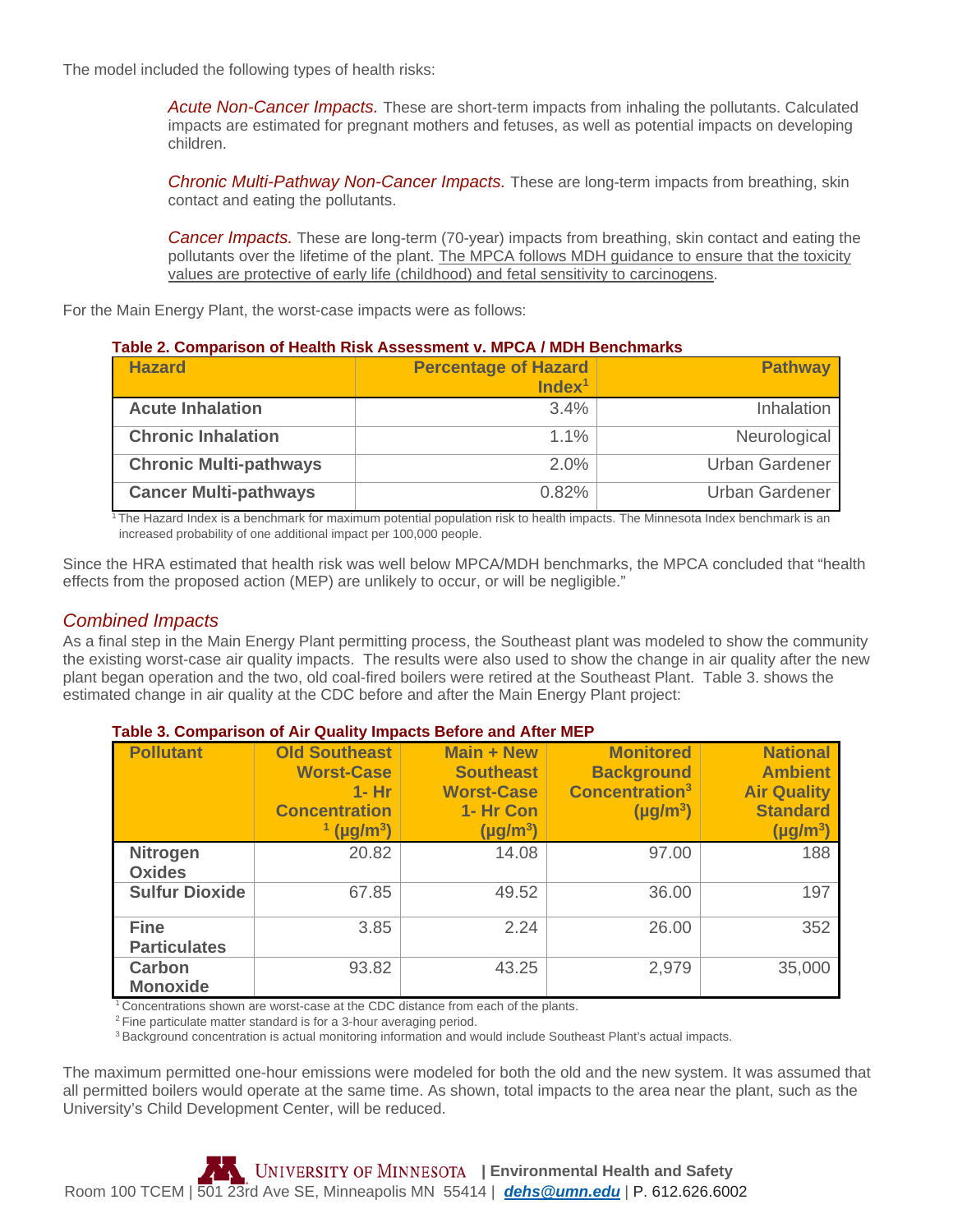The model included the following types of health risks:

> *Acute Non-Cancer Impacts.* These are short-term impacts from inhaling the pollutants. Calculated impacts are estimated for pregnant mothers and fetuses, as well as potential impacts on developing children.
>
> *Chronic Multi-Pathway Non-Cancer Impacts.* These are long-term impacts from breathing, skin contact and eating the pollutants.
>
> *Cancer Impacts.* These are long-term (70-year) impacts from breathing, skin contact and eating the pollutants over the lifetime of the plant. The MPCA follows MDH guidance to ensure that the toxicity values are protective of early life (childhood) and fetal sensitivity to carcinogens.

For the Main Energy Plant, the worst-case impacts were as follows:

**Table 2. Comparison of Health Risk Assessment v. MPCA / MDH Benchmarks**

| Hazard | Percentage of Hazard Index[1] | Pathway |
|---|---|---|
| **Acute Inhalation** | 3.4% | Inhalation |
| **Chronic Inhalation** | 1.1% | Neurological |
| **Chronic Multi-pathways** | 2.0% | Urban Gardener |
| **Cancer Multi-pathways** | 0.82% | Urban Gardener |

[1] The Hazard Index is a benchmark for maximum potential population risk to health impacts. The Minnesota Index benchmark is an increased probability of one additional impact per 100,000 people.

Since the HRA estimated that health risk was well below MPCA/MDH benchmarks, the MPCA concluded that "health effects from the proposed action (MEP) are unlikely to occur, or will be negligible."

## *Combined Impacts*

As a final step in the Main Energy Plant permitting process, the Southeast plant was modeled to show the community the existing worst-case air quality impacts. The results were also used to show the change in air quality after the new plant began operation and the two, old coal-fired boilers were retired at the Southeast Plant. Table 3. shows the estimated change in air quality at the CDC before and after the Main Energy Plant project:

**Table 3. Comparison of Air Quality Impacts Before and After MEP**

| Pollutant | Old Southeast Worst-Case 1- Hr Concentration[1] ($\mu g/m^3$) | Main + New Southeast Worst-Case 1- Hr Con ($\mu g/m^3$) | Monitored Background Concentration[3] ($\mu g/m^3$) | National Ambient Air Quality Standard ($\mu g/m^3$) |
|---|---|---|---|---|
| **Nitrogen Oxides** | 20.82 | 14.08 | 97.00 | 188 |
| **Sulfur Dioxide** | 67.85 | 49.52 | 36.00 | 197 |
| **Fine Particulates** | 3.85 | 2.24 | 26.00 | 352 |
| **Carbon Monoxide** | 93.82 | 43.25 | 2,979 | 35,000 |

[1] Concentrations shown are worst-case at the CDC distance from each of the plants.
[2] Fine particulate matter standard is for a 3-hour averaging period.
[3] Background concentration is actual monitoring information and would include Southeast Plant's actual impacts.

The maximum permitted one-hour emissions were modeled for both the old and the new system. It was assumed that all permitted boilers would operate at the same time. As shown, total impacts to the area near the plant, such as the University's Child Development Center, will be reduced.

University of Minnesota | Environmental Health and Safety
Room 100 TCEM | 501 23rd Ave SE, Minneapolis MN 55414 | dehs@umn.edu | P. 612.626.6002